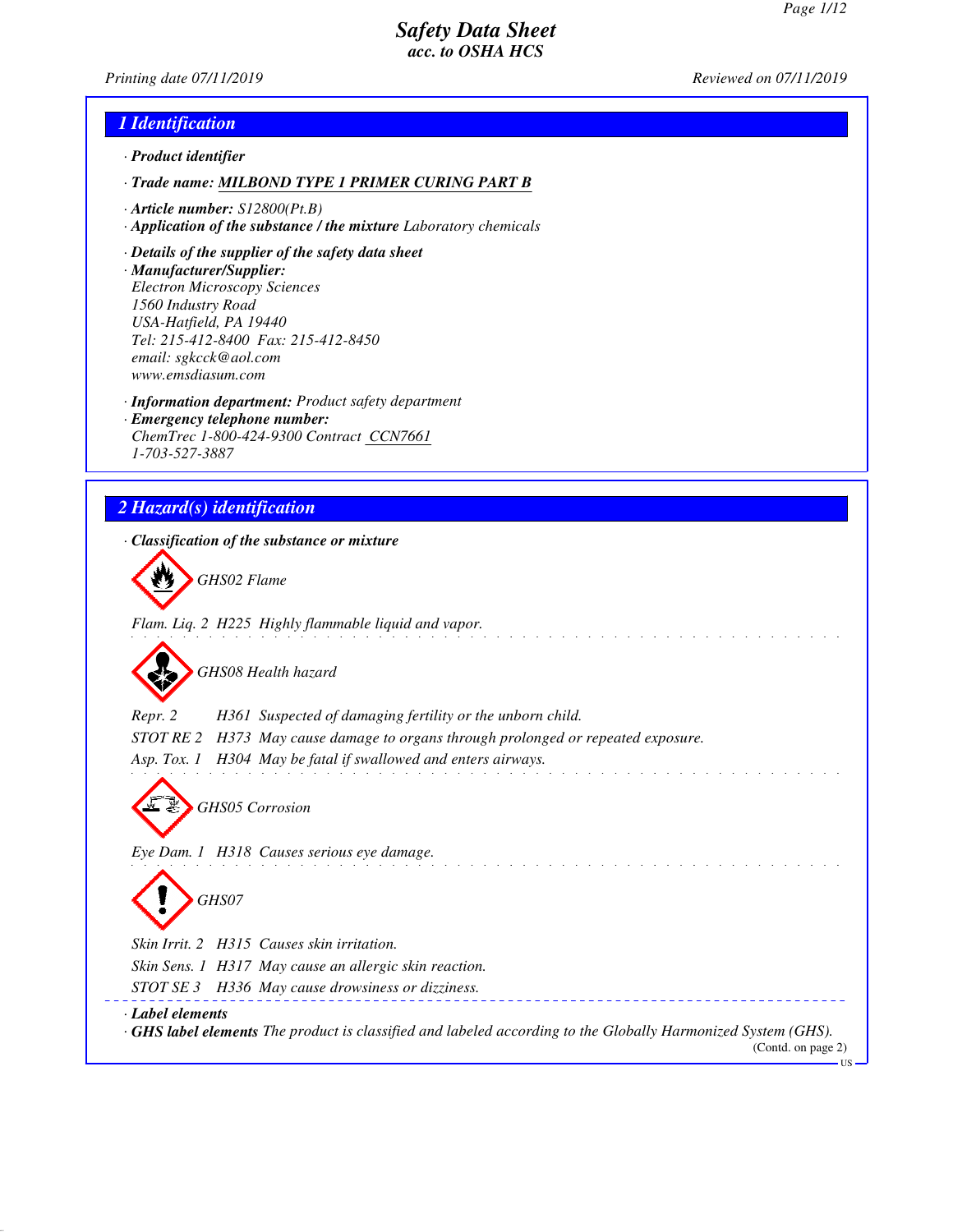# Safety Data Sheet
*acc. to OSHA HCS*

Printing date 07/11/2019 Reviewed on 07/11/2019

## 1 Identification

· **Product identifier**

· **Trade name:** **MILBOND TYPE 1 PRIMER CURING PART B**

· **Article number:** S12800(Pt.B)

· **Application of the substance / the mixture** Laboratory chemicals

· **Details of the supplier of the safety data sheet**

· **Manufacturer/Supplier:**
Electron Microscopy Sciences
1560 Industry Road
USA-Hatfield, PA 19440
Tel: 215-412-8400 Fax: 215-412-8450
email: sgkcck@aol.com
www.emsdiasum.com

· **Information department:** Product safety department

· **Emergency telephone number:**
ChemTrec 1-800-424-9300 Contract CCN7661
1-703-527-3887

## 2 Hazard(s) identification

· **Classification of the substance or mixture**

GHS02 Flame

Flam. Liq. 2 H225 Highly flammable liquid and vapor.

GHS08 Health hazard

Repr. 2 H361 Suspected of damaging fertility or the unborn child.
STOT RE 2 H373 May cause damage to organs through prolonged or repeated exposure.
Asp. Tox. 1 H304 May be fatal if swallowed and enters airways.

GHS05 Corrosion

Eye Dam. 1 H318 Causes serious eye damage.

GHS07

Skin Irrit. 2 H315 Causes skin irritation.
Skin Sens. 1 H317 May cause an allergic skin reaction.
STOT SE 3 H336 May cause drowsiness or dizziness.

· **Label elements**

· **GHS label elements** The product is classified and labeled according to the Globally Harmonized System (GHS).

(Contd. on page 2)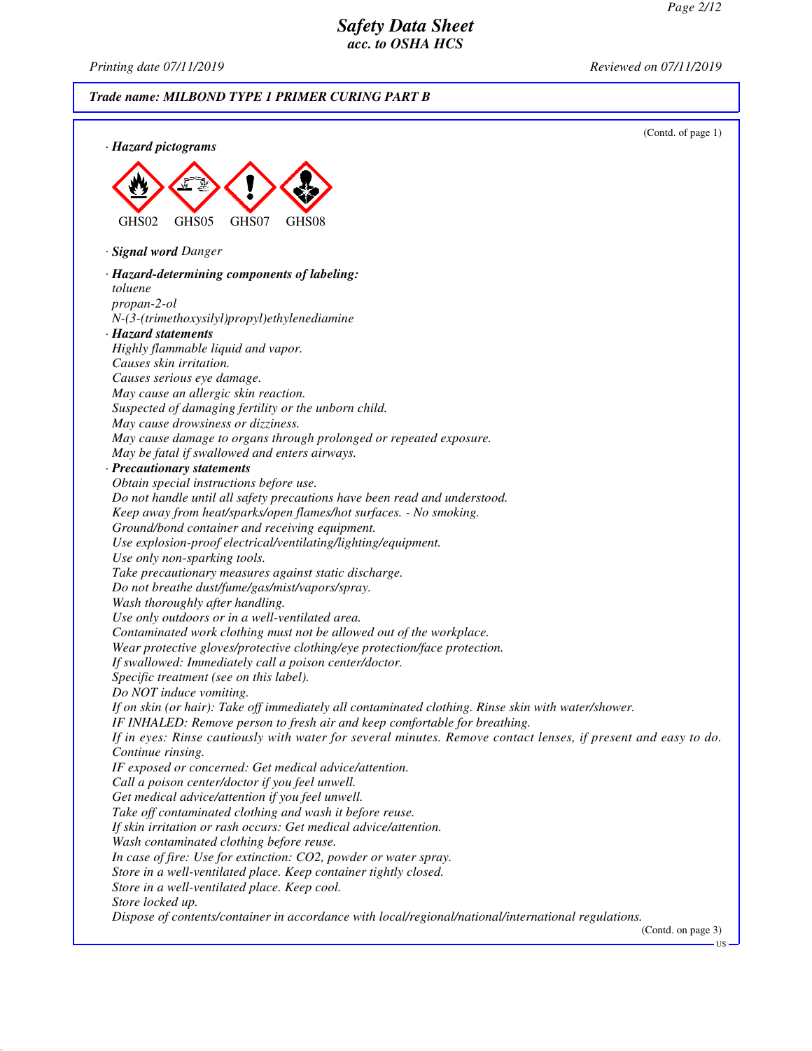**Trade name: MILBOND TYPE 1 PRIMER CURING PART B**

(Contd. of page 1)

· ***Hazard pictograms***

GHS02 GHS05 GHS07 GHS08

· ***Signal word*** *Danger*

· ***Hazard-determining components of labeling:***

*toluene*
*propan-2-ol*
*N-(3-(trimethoxysilyl)propyl)ethylenediamine*

· ***Hazard statements***

*Highly flammable liquid and vapor.*
*Causes skin irritation.*
*Causes serious eye damage.*
*May cause an allergic skin reaction.*
*Suspected of damaging fertility or the unborn child.*
*May cause drowsiness or dizziness.*
*May cause damage to organs through prolonged or repeated exposure.*
*May be fatal if swallowed and enters airways.*

· ***Precautionary statements***

*Obtain special instructions before use.*
*Do not handle until all safety precautions have been read and understood.*
*Keep away from heat/sparks/open flames/hot surfaces. - No smoking.*
*Ground/bond container and receiving equipment.*
*Use explosion-proof electrical/ventilating/lighting/equipment.*
*Use only non-sparking tools.*
*Take precautionary measures against static discharge.*
*Do not breathe dust/fume/gas/mist/vapors/spray.*
*Wash thoroughly after handling.*
*Use only outdoors or in a well-ventilated area.*
*Contaminated work clothing must not be allowed out of the workplace.*
*Wear protective gloves/protective clothing/eye protection/face protection.*
*If swallowed: Immediately call a poison center/doctor.*
*Specific treatment (see on this label).*
*Do NOT induce vomiting.*
*If on skin (or hair): Take off immediately all contaminated clothing. Rinse skin with water/shower.*
*IF INHALED: Remove person to fresh air and keep comfortable for breathing.*
*If in eyes: Rinse cautiously with water for several minutes. Remove contact lenses, if present and easy to do. Continue rinsing.*
*IF exposed or concerned: Get medical advice/attention.*
*Call a poison center/doctor if you feel unwell.*
*Get medical advice/attention if you feel unwell.*
*Take off contaminated clothing and wash it before reuse.*
*If skin irritation or rash occurs: Get medical advice/attention.*
*Wash contaminated clothing before reuse.*
*In case of fire: Use for extinction: CO2, powder or water spray.*
*Store in a well-ventilated place. Keep container tightly closed.*
*Store in a well-ventilated place. Keep cool.*
*Store locked up.*
*Dispose of contents/container in accordance with local/regional/national/international regulations.*

(Contd. on page 3)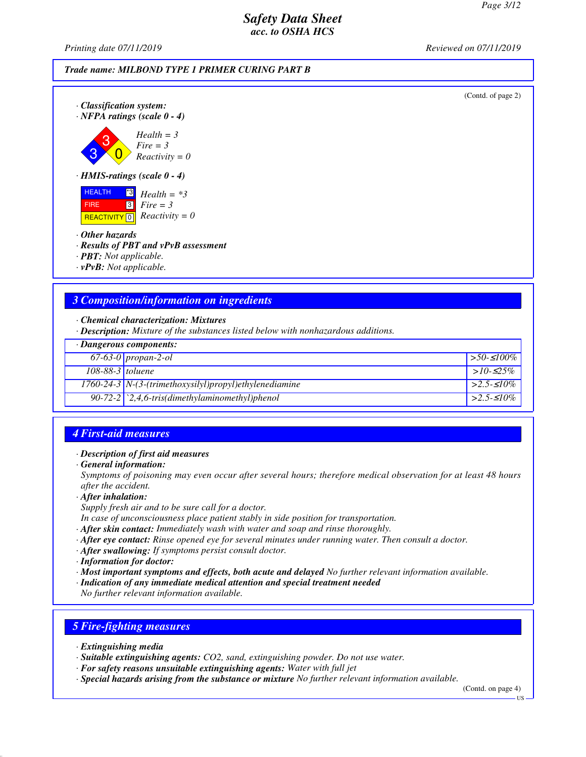Trade name: MILBOND TYPE 1 PRIMER CURING PART B

(Contd. of page 2)

· **Classification system:**
· **NFPA ratings (scale 0 - 4)**

Health = 3
Fire = 3
Reactivity = 0

· **HMIS-ratings (scale 0 - 4)**

| | |
|---|---|
| HEALTH | *3 |
| FIRE | 3 |
| REACTIVITY | 0 |

Health = *3
Fire = 3
Reactivity = 0

· **Other hazards**
· **Results of PBT and vPvB assessment**
· **PBT:** Not applicable.
· **vPvB:** Not applicable.

## 3 Composition/information on ingredients

· **Chemical characterization: Mixtures**
· **Description:** Mixture of the substances listed below with nonhazardous additions.

| · Dangerous components: | | |
|---|---|---|
| 67-63-0 | propan-2-ol | >50-≤100% |
| 108-88-3 | toluene | >10-≤25% |
| 1760-24-3 | N-(3-(trimethoxysilyl)propyl)ethylenediamine | >2.5-≤10% |
| 90-72-2 | `2,4,6-tris(dimethylaminomethyl)phenol | >2.5-≤10% |

## 4 First-aid measures

· **Description of first aid measures**
· **General information:**
Symptoms of poisoning may even occur after several hours; therefore medical observation for at least 48 hours after the accident.
· **After inhalation:**
Supply fresh air and to be sure call for a doctor.
In case of unconsciousness place patient stably in side position for transportation.
· **After skin contact:** Immediately wash with water and soap and rinse thoroughly.
· **After eye contact:** Rinse opened eye for several minutes under running water. Then consult a doctor.
· **After swallowing:** If symptoms persist consult doctor.
· **Information for doctor:**
· **Most important symptoms and effects, both acute and delayed** No further relevant information available.
· **Indication of any immediate medical attention and special treatment needed**
No further relevant information available.

## 5 Fire-fighting measures

· **Extinguishing media**
· **Suitable extinguishing agents:** $CO_2$, sand, extinguishing powder. Do not use water.
· **For safety reasons unsuitable extinguishing agents:** Water with full jet
· **Special hazards arising from the substance or mixture** No further relevant information available.

(Contd. on page 4)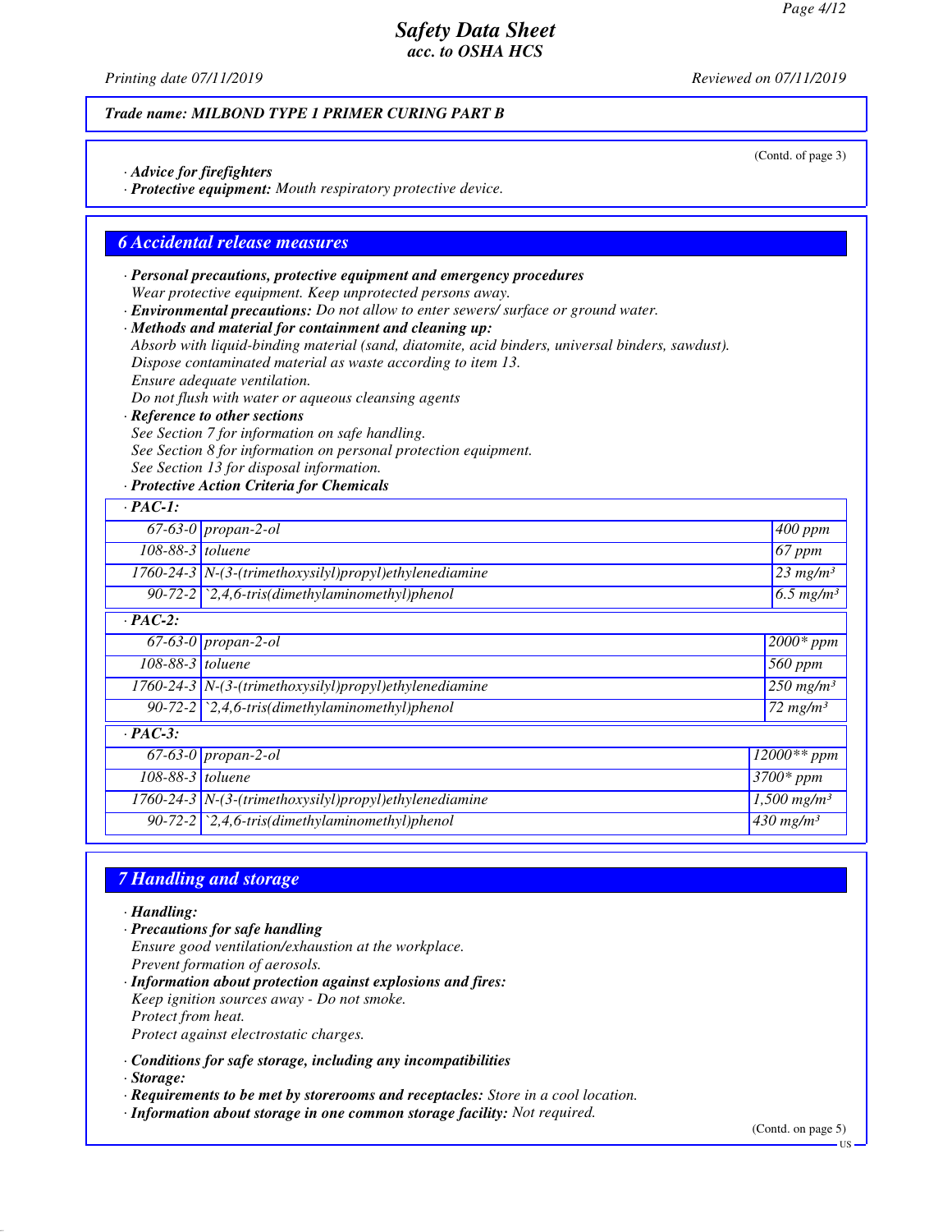*Trade name: MILBOND TYPE 1 PRIMER CURING PART B*

(Contd. of page 3)

· ***Advice for firefighters***
· ***Protective equipment:*** *Mouth respiratory protective device.*

## 6 Accidental release measures

· ***Personal precautions, protective equipment and emergency procedures***
*Wear protective equipment. Keep unprotected persons away.*
· ***Environmental precautions:*** *Do not allow to enter sewers/ surface or ground water.*
· ***Methods and material for containment and cleaning up:***
*Absorb with liquid-binding material (sand, diatomite, acid binders, universal binders, sawdust).*
*Dispose contaminated material as waste according to item 13.*
*Ensure adequate ventilation.*
*Do not flush with water or aqueous cleansing agents*
· ***Reference to other sections***
*See Section 7 for information on safe handling.*
*See Section 8 for information on personal protection equipment.*
*See Section 13 for disposal information.*
· ***Protective Action Criteria for Chemicals***

| · **PAC-1:** | | |
|---|---|---|
| 67-63-0 | propan-2-ol | 400 ppm |
| 108-88-3 | toluene | 67 ppm |
| 1760-24-3 | N-(3-(trimethoxysilyl)propyl)ethylenediamine | 23 mg/m³ |
| 90-72-2 | `2,4,6-tris(dimethylaminomethyl)phenol | 6.5 mg/m³ |
| · **PAC-2:** | | |
| 67-63-0 | propan-2-ol | 2000* ppm |
| 108-88-3 | toluene | 560 ppm |
| 1760-24-3 | N-(3-(trimethoxysilyl)propyl)ethylenediamine | 250 mg/m³ |
| 90-72-2 | `2,4,6-tris(dimethylaminomethyl)phenol | 72 mg/m³ |
| · **PAC-3:** | | |
| 67-63-0 | propan-2-ol | 12000** ppm |
| 108-88-3 | toluene | 3700* ppm |
| 1760-24-3 | N-(3-(trimethoxysilyl)propyl)ethylenediamine | 1,500 mg/m³ |
| 90-72-2 | `2,4,6-tris(dimethylaminomethyl)phenol | 430 mg/m³ |

## 7 Handling and storage

· ***Handling:***
· ***Precautions for safe handling***
*Ensure good ventilation/exhaustion at the workplace.*
*Prevent formation of aerosols.*
· ***Information about protection against explosions and fires:***
*Keep ignition sources away - Do not smoke.*
*Protect from heat.*
*Protect against electrostatic charges.*

· ***Conditions for safe storage, including any incompatibilities***
· ***Storage:***
· ***Requirements to be met by storerooms and receptacles:*** *Store in a cool location.*
· ***Information about storage in one common storage facility:*** *Not required.*

(Contd. on page 5)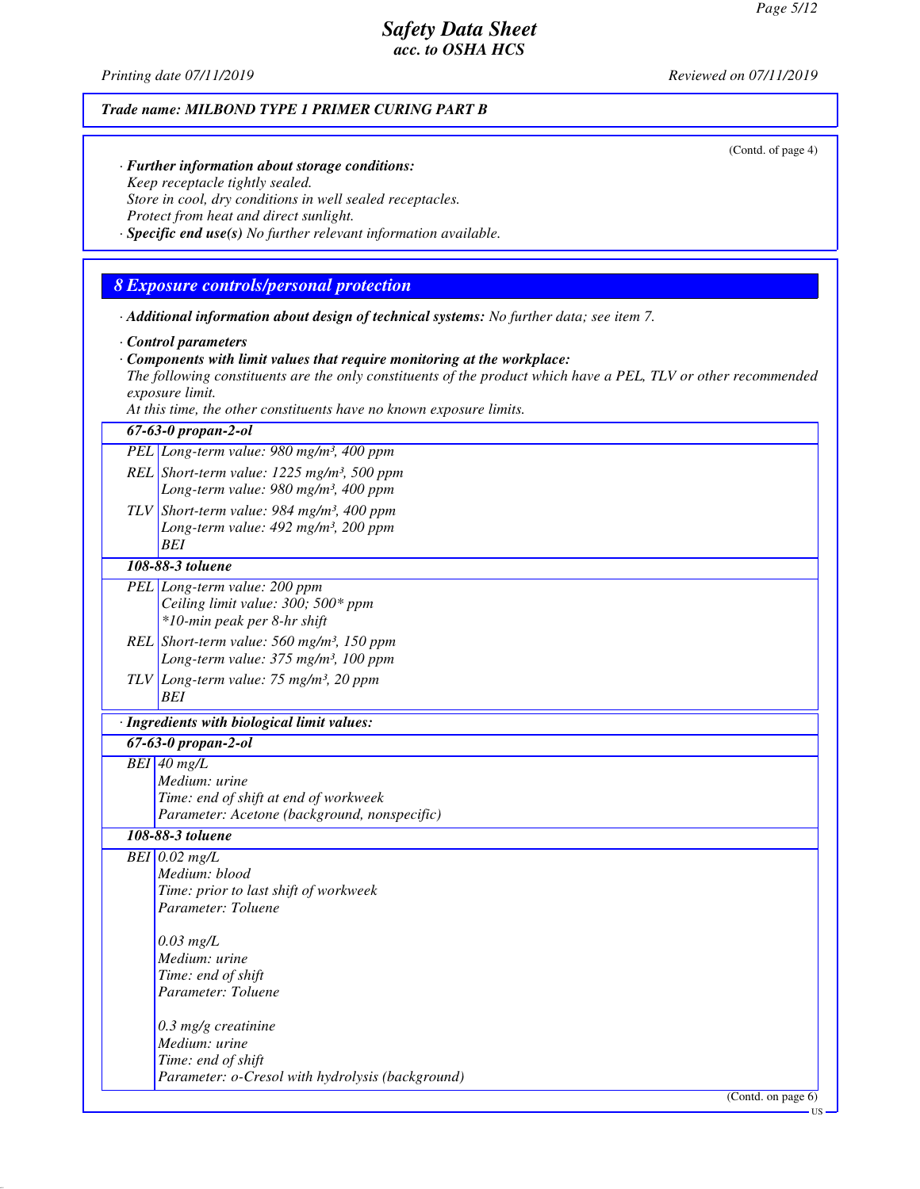*Trade name: MILBOND TYPE 1 PRIMER CURING PART B*

(Contd. of page 4)

· ***Further information about storage conditions:***
*Keep receptacle tightly sealed.*
*Store in cool, dry conditions in well sealed receptacles.*
*Protect from heat and direct sunlight.*
· ***Specific end use(s)*** *No further relevant information available.*

## 8 Exposure controls/personal protection

· ***Additional information about design of technical systems:*** *No further data; see item 7.*

· ***Control parameters***
· ***Components with limit values that require monitoring at the workplace:***
*The following constituents are the only constituents of the product which have a PEL, TLV or other recommended exposure limit.*
*At this time, the other constituents have no known exposure limits.*

| **67-63-0 propan-2-ol** | |
|---|---|
| PEL | Long-term value: 980 mg/m³, 400 ppm |
| REL | Short-term value: 1225 mg/m³, 500 ppm<br>Long-term value: 980 mg/m³, 400 ppm |
| TLV | Short-term value: 984 mg/m³, 400 ppm<br>Long-term value: 492 mg/m³, 200 ppm<br>BEI |
| **108-88-3 toluene** | |
| PEL | Long-term value: 200 ppm<br>Ceiling limit value: 300; 500* ppm<br>*10-min peak per 8-hr shift |
| REL | Short-term value: 560 mg/m³, 150 ppm<br>Long-term value: 375 mg/m³, 100 ppm |
| TLV | Long-term value: 75 mg/m³, 20 ppm<br>BEI |

· ***Ingredients with biological limit values:***

| **67-63-0 propan-2-ol** | |
|---|---|
| BEI | 40 mg/L<br>Medium: urine<br>Time: end of shift at end of workweek<br>Parameter: Acetone (background, nonspecific) |
| **108-88-3 toluene** | |
| BEI | 0.02 mg/L<br>Medium: blood<br>Time: prior to last shift of workweek<br>Parameter: Toluene<br><br>0.03 mg/L<br>Medium: urine<br>Time: end of shift<br>Parameter: Toluene<br><br>0.3 mg/g creatinine<br>Medium: urine<br>Time: end of shift<br>Parameter: o-Cresol with hydrolysis (background) |

(Contd. on page 6)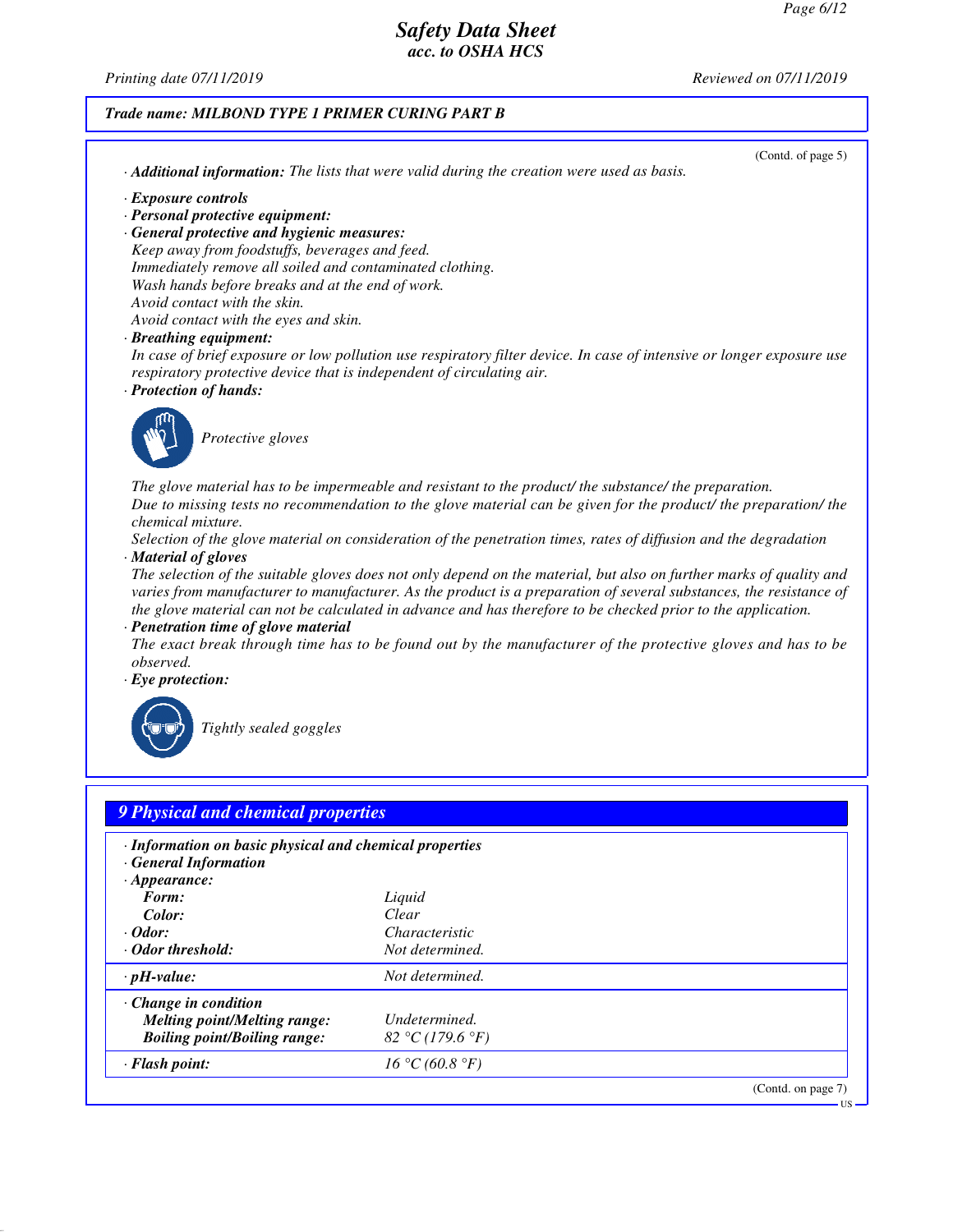(Contd. of page 5)

· **Additional information:** The lists that were valid during the creation were used as basis.

· **Exposure controls**
· **Personal protective equipment:**
· **General protective and hygienic measures:**
Keep away from foodstuffs, beverages and feed.
Immediately remove all soiled and contaminated clothing.
Wash hands before breaks and at the end of work.
Avoid contact with the skin.
Avoid contact with the eyes and skin.
· **Breathing equipment:**
In case of brief exposure or low pollution use respiratory filter device. In case of intensive or longer exposure use respiratory protective device that is independent of circulating air.
· **Protection of hands:**

Protective gloves

The glove material has to be impermeable and resistant to the product/ the substance/ the preparation.
Due to missing tests no recommendation to the glove material can be given for the product/ the preparation/ the chemical mixture.
Selection of the glove material on consideration of the penetration times, rates of diffusion and the degradation
· **Material of gloves**
The selection of the suitable gloves does not only depend on the material, but also on further marks of quality and varies from manufacturer to manufacturer. As the product is a preparation of several substances, the resistance of the glove material can not be calculated in advance and has therefore to be checked prior to the application.
· **Penetration time of glove material**
The exact break through time has to be found out by the manufacturer of the protective gloves and has to be observed.
· **Eye protection:**

Tightly sealed goggles

## 9 Physical and chemical properties

· **Information on basic physical and chemical properties**
· **General Information**
· **Appearance:**

| | |
|---|---|
| **Form:** | Liquid |
| **Color:** | Clear |
| · **Odor:** | Characteristic |
| · **Odor threshold:** | Not determined. |
| · **pH-value:** | Not determined. |
| · **Change in condition** | |
| **Melting point/Melting range:** | Undetermined. |
| **Boiling point/Boiling range:** | 82 °C (179.6 °F) |
| · **Flash point:** | 16 °C (60.8 °F) |

(Contd. on page 7)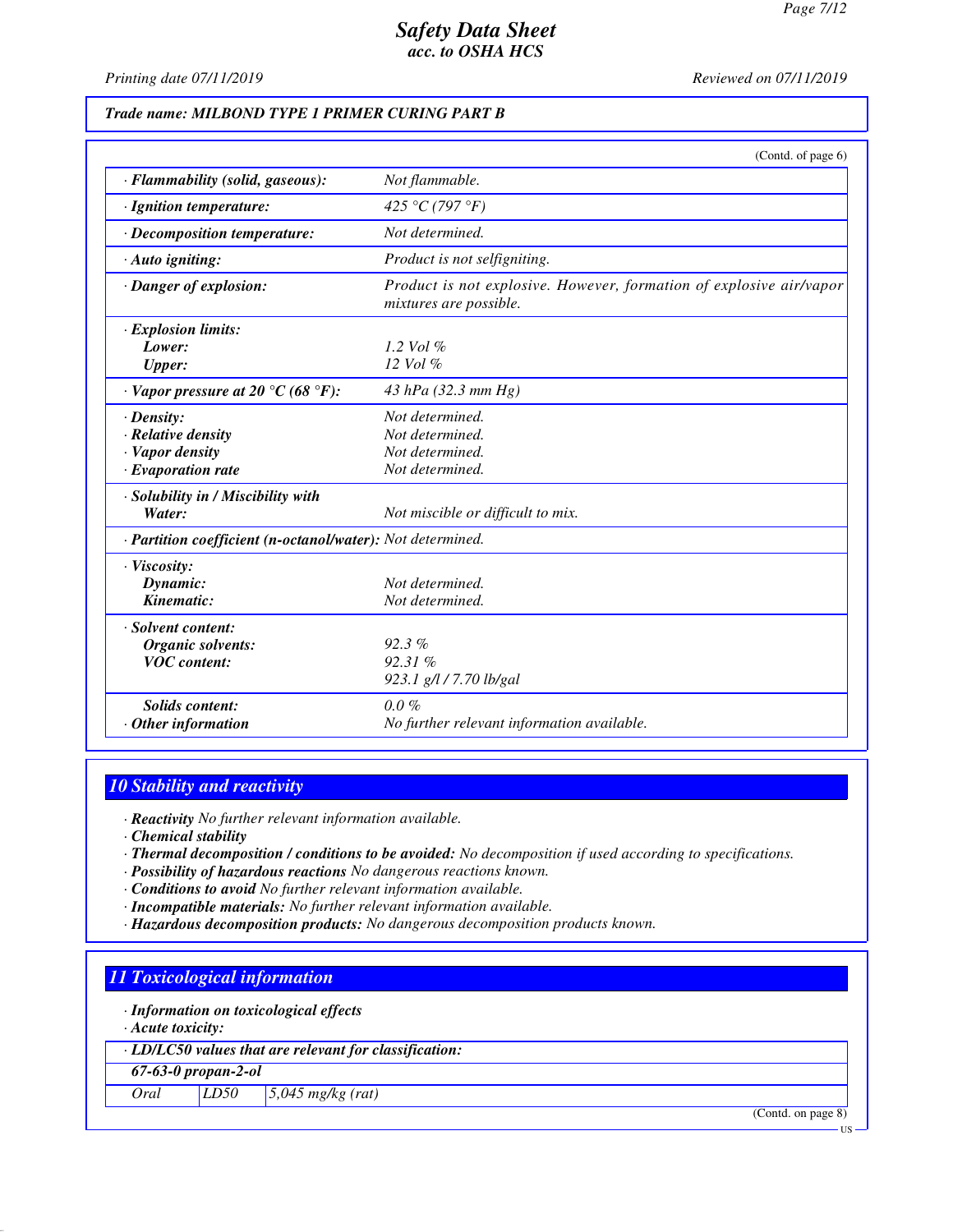**Trade name: MILBOND TYPE 1 PRIMER CURING PART B**

(Contd. of page 6)

| | |
|---|---|
| · **Flammability (solid, gaseous):** | Not flammable. |
| · **Ignition temperature:** | 425 °C (797 °F) |
| · **Decomposition temperature:** | Not determined. |
| · **Auto igniting:** | Product is not selfigniting. |
| · **Danger of explosion:** | Product is not explosive. However, formation of explosive air/vapor mixtures are possible. |
| · **Explosion limits:** | |
| **Lower:** | 1.2 Vol % |
| **Upper:** | 12 Vol % |
| · **Vapor pressure at 20 °C (68 °F):** | 43 hPa (32.3 mm Hg) |
| · **Density:** | Not determined. |
| · **Relative density** | Not determined. |
| · **Vapor density** | Not determined. |
| · **Evaporation rate** | Not determined. |
| · **Solubility in / Miscibility with** | |
| **Water:** | Not miscible or difficult to mix. |
| · **Partition coefficient (n-octanol/water):** | Not determined. |
| · **Viscosity:** | |
| **Dynamic:** | Not determined. |
| **Kinematic:** | Not determined. |
| · **Solvent content:** | |
| **Organic solvents:** | 92.3 % |
| **VOC content:** | 92.31 % |
| | 923.1 g/l / 7.70 lb/gal |
| **Solids content:** | 0.0 % |
| · **Other information** | No further relevant information available. |

## 10 Stability and reactivity

· **Reactivity** No further relevant information available.
· **Chemical stability**
· **Thermal decomposition / conditions to be avoided:** No decomposition if used according to specifications.
· **Possibility of hazardous reactions** No dangerous reactions known.
· **Conditions to avoid** No further relevant information available.
· **Incompatible materials:** No further relevant information available.
· **Hazardous decomposition products:** No dangerous decomposition products known.

## 11 Toxicological information

· **Information on toxicological effects**
· **Acute toxicity:**

| · **LD/LC50 values that are relevant for classification:** | | |
|---|---|---|
| **67-63-0 propan-2-ol** | | |
| Oral | LD50 | 5,045 mg/kg (rat) |

(Contd. on page 8)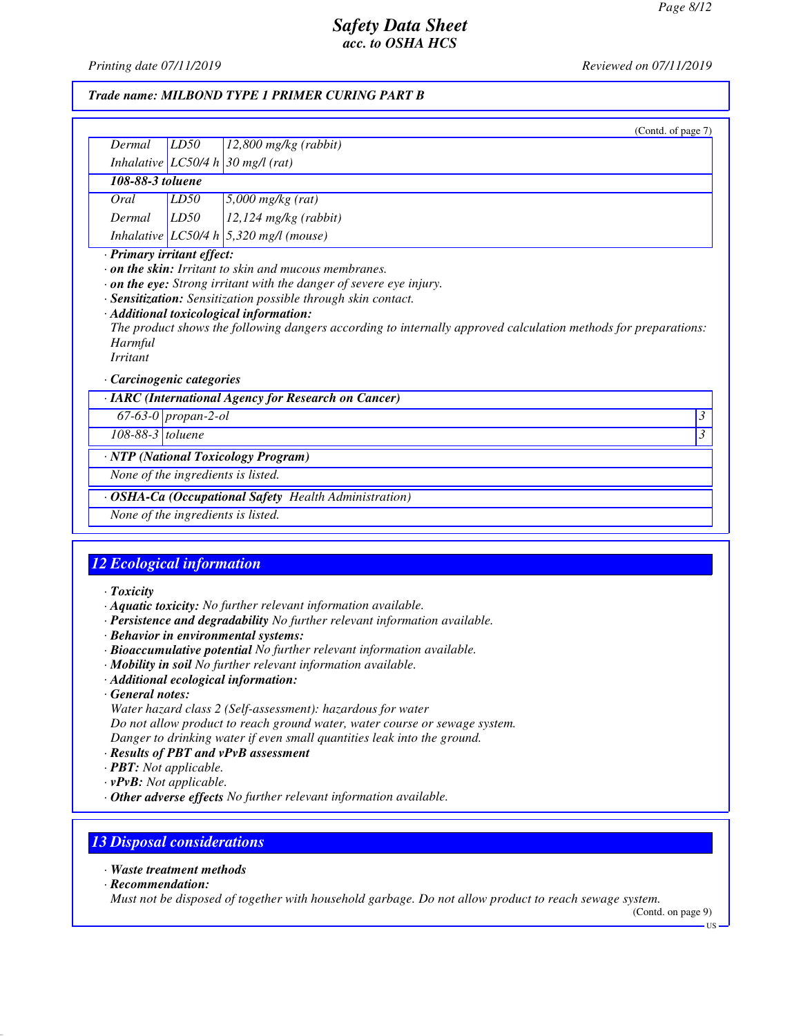Trade name: MILBOND TYPE 1 PRIMER CURING PART B

(Contd. of page 7)

| | | |
|---|---|---|
| Dermal | LD50 | 12,800 mg/kg (rabbit) |
| Inhalative | LC50/4 h | 30 mg/l (rat) |
| **108-88-3 toluene** | | |
| Oral | LD50 | 5,000 mg/kg (rat) |
| Dermal | LD50 | 12,124 mg/kg (rabbit) |
| Inhalative | LC50/4 h | 5,320 mg/l (mouse) |

· **Primary irritant effect:**
· **on the skin:** Irritant to skin and mucous membranes.
· **on the eye:** Strong irritant with the danger of severe eye injury.
· **Sensitization:** Sensitization possible through skin contact.
· **Additional toxicological information:**
The product shows the following dangers according to internally approved calculation methods for preparations:
Harmful
Irritant

· **Carcinogenic categories**

| · IARC (International Agency for Research on Cancer) | | |
|---|---|---|
| 67-63-0 | propan-2-ol | 3 |
| 108-88-3 | toluene | 3 |

| · NTP (National Toxicology Program) |
|---|
| None of the ingredients is listed. |

| · OSHA-Ca (Occupational Safety Health Administration) |
|---|
| None of the ingredients is listed. |

## 12 Ecological information

· **Toxicity**
· **Aquatic toxicity:** No further relevant information available.
· **Persistence and degradability** No further relevant information available.
· **Behavior in environmental systems:**
· **Bioaccumulative potential** No further relevant information available.
· **Mobility in soil** No further relevant information available.
· **Additional ecological information:**
· **General notes:**
Water hazard class 2 (Self-assessment): hazardous for water
Do not allow product to reach ground water, water course or sewage system.
Danger to drinking water if even small quantities leak into the ground.
· **Results of PBT and vPvB assessment**
· **PBT:** Not applicable.
· **vPvB:** Not applicable.
· **Other adverse effects** No further relevant information available.

## 13 Disposal considerations

· **Waste treatment methods**
· **Recommendation:**
Must not be disposed of together with household garbage. Do not allow product to reach sewage system.

(Contd. on page 9)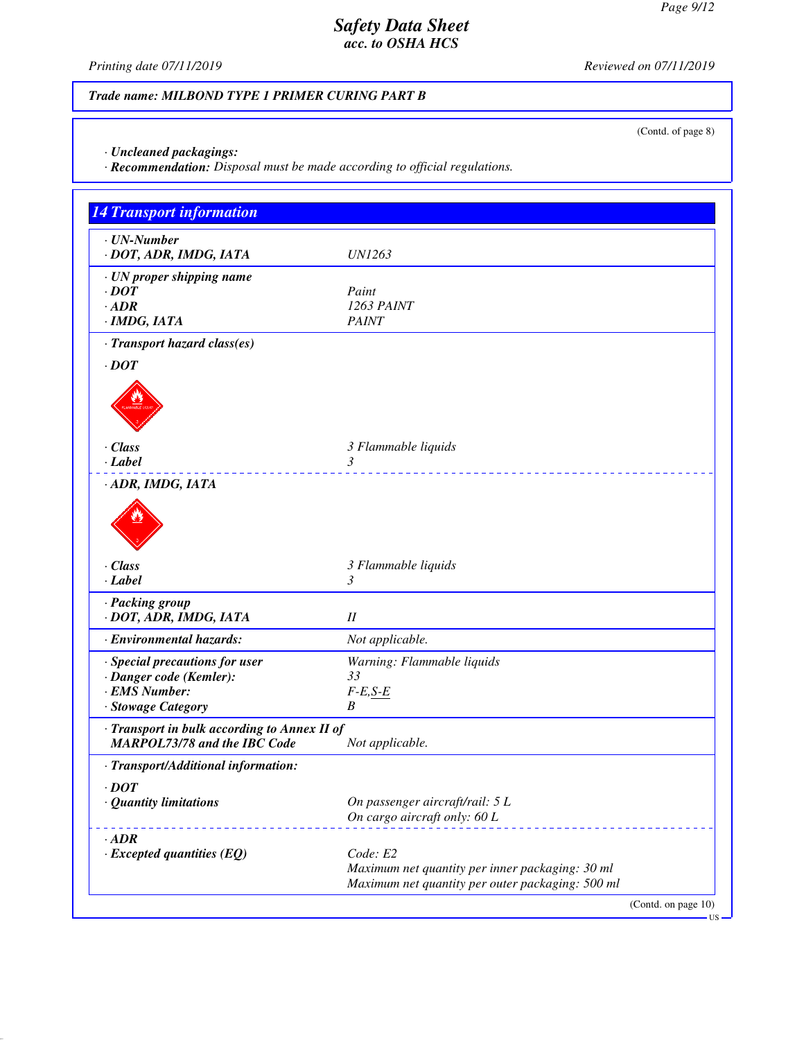**Trade name: MILBOND TYPE 1 PRIMER CURING PART B**

(Contd. of page 8)

· **Uncleaned packagings:**
· **Recommendation:** Disposal must be made according to official regulations.

## 14 Transport information

| | |
|---|---|
| · **UN-Number** | |
| · **DOT, ADR, IMDG, IATA** | UN1263 |
| · **UN proper shipping name** | |
| · **DOT** | Paint |
| · **ADR** | 1263 PAINT |
| · **IMDG, IATA** | PAINT |
| · **Transport hazard class(es)** | |
| · **DOT** | |
| · **Class** | 3 Flammable liquids |
| · **Label** | 3 |
| · **ADR, IMDG, IATA** | |
| · **Class** | 3 Flammable liquids |
| · **Label** | 3 |
| · **Packing group** | |
| · **DOT, ADR, IMDG, IATA** | II |
| · **Environmental hazards:** | Not applicable. |
| · **Special precautions for user** | Warning: Flammable liquids |
| · **Danger code (Kemler):** | 33 |
| · **EMS Number:** | F-E,S-E |
| · **Stowage Category** | B |
| · **Transport in bulk according to Annex II of MARPOL73/78 and the IBC Code** | Not applicable. |
| · **Transport/Additional information:** | |
| · **DOT** | |
| · **Quantity limitations** | On passenger aircraft/rail: 5 L<br>On cargo aircraft only: 60 L |
| · **ADR** | |
| · **Excepted quantities (EQ)** | Code: E2<br>Maximum net quantity per inner packaging: 30 ml<br>Maximum net quantity per outer packaging: 500 ml |

(Contd. on page 10)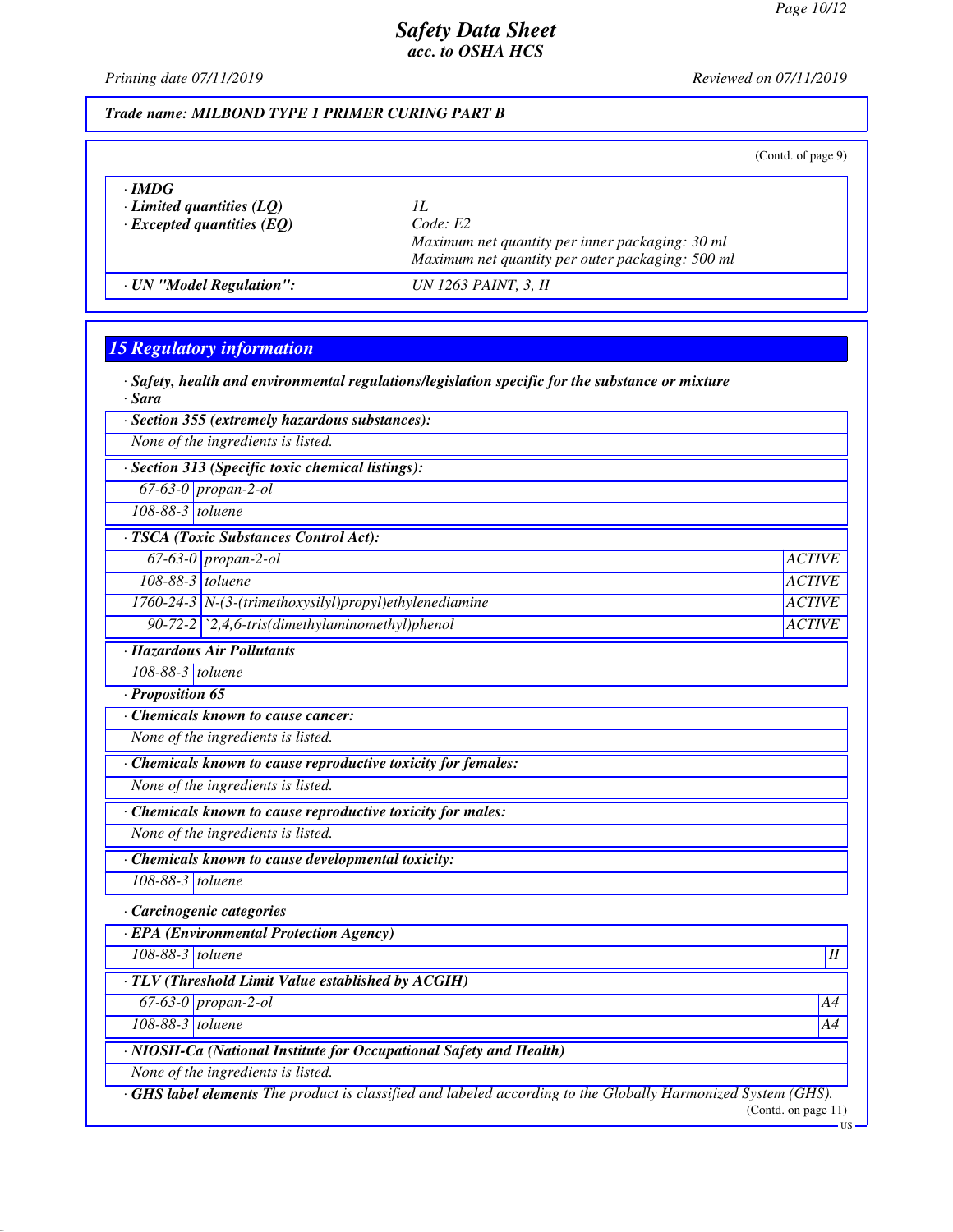*Trade name: MILBOND TYPE 1 PRIMER CURING PART B*

(Contd. of page 9)

| | |
|---|---|
| · **IMDG** | |
| · **Limited quantities (LQ)** | 1L |
| · **Excepted quantities (EQ)** | Code: E2<br>Maximum net quantity per inner packaging: 30 ml<br>Maximum net quantity per outer packaging: 500 ml |
| · **UN "Model Regulation":** | UN 1263 PAINT, 3, II |

## 15 Regulatory information

· **Safety, health and environmental regulations/legislation specific for the substance or mixture**

· **Sara**

| · **Section 355 (extremely hazardous substances):** | |
|---|---|
| None of the ingredients is listed. | |

| · **Section 313 (Specific toxic chemical listings):** | |
|---|---|
| 67-63-0 | propan-2-ol |
| 108-88-3 | toluene |

| · **TSCA (Toxic Substances Control Act):** | | |
|---|---|---|
| 67-63-0 | propan-2-ol | ACTIVE |
| 108-88-3 | toluene | ACTIVE |
| 1760-24-3 | N-(3-(trimethoxysilyl)propyl)ethylenediamine | ACTIVE |
| 90-72-2 | `2,4,6-tris(dimethylaminomethyl)phenol | ACTIVE |

| · **Hazardous Air Pollutants** | |
|---|---|
| 108-88-3 | toluene |

· **Proposition 65**

| · **Chemicals known to cause cancer:** |
|---|
| None of the ingredients is listed. |

| · **Chemicals known to cause reproductive toxicity for females:** |
|---|
| None of the ingredients is listed. |

| · **Chemicals known to cause reproductive toxicity for males:** |
|---|
| None of the ingredients is listed. |

| · **Chemicals known to cause developmental toxicity:** | |
|---|---|
| 108-88-3 | toluene |

· **Carcinogenic categories**

| · **EPA (Environmental Protection Agency)** | | |
|---|---|---|
| 108-88-3 | toluene | II |

| · **TLV (Threshold Limit Value established by ACGIH)** | | |
|---|---|---|
| 67-63-0 | propan-2-ol | A4 |
| 108-88-3 | toluene | A4 |

| · **NIOSH-Ca (National Institute for Occupational Safety and Health)** |
|---|
| None of the ingredients is listed. |

· **GHS label elements** The product is classified and labeled according to the Globally Harmonized System (GHS).

(Contd. on page 11)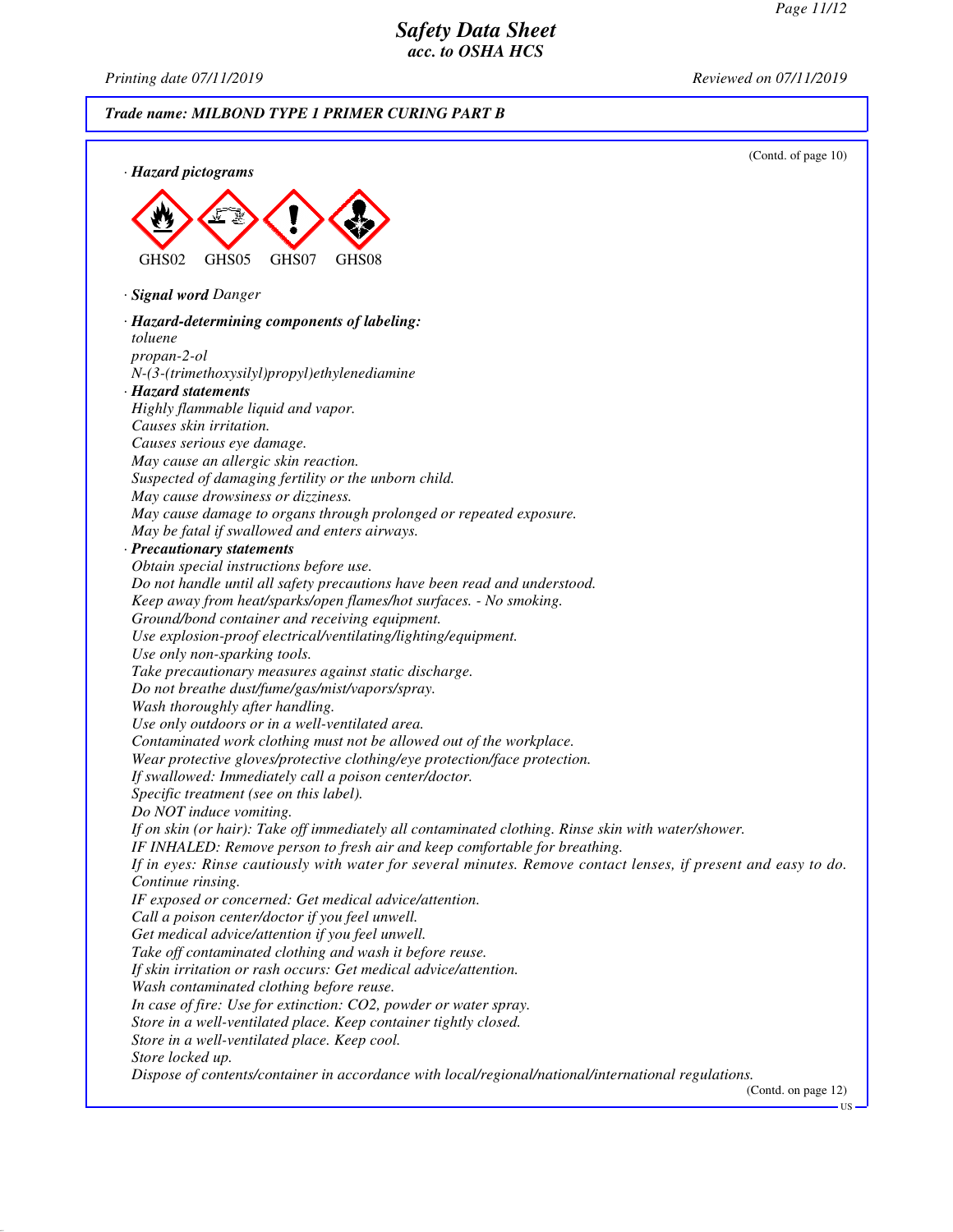# Safety Data Sheet
## acc. to OSHA HCS

Printing date 07/11/2019 Reviewed on 07/11/2019

**Trade name: MILBOND TYPE 1 PRIMER CURING PART B**

(Contd. of page 10)

· **Hazard pictograms**

GHS02 GHS05 GHS07 GHS08

· **Signal word** *Danger*

· **Hazard-determining components of labeling:**
*toluene*
*propan-2-ol*
*N-(3-(trimethoxysilyl)propyl)ethylenediamine*

· **Hazard statements**
*Highly flammable liquid and vapor.*
*Causes skin irritation.*
*Causes serious eye damage.*
*May cause an allergic skin reaction.*
*Suspected of damaging fertility or the unborn child.*
*May cause drowsiness or dizziness.*
*May cause damage to organs through prolonged or repeated exposure.*
*May be fatal if swallowed and enters airways.*

· **Precautionary statements**
*Obtain special instructions before use.*
*Do not handle until all safety precautions have been read and understood.*
*Keep away from heat/sparks/open flames/hot surfaces. - No smoking.*
*Ground/bond container and receiving equipment.*
*Use explosion-proof electrical/ventilating/lighting/equipment.*
*Use only non-sparking tools.*
*Take precautionary measures against static discharge.*
*Do not breathe dust/fume/gas/mist/vapors/spray.*
*Wash thoroughly after handling.*
*Use only outdoors or in a well-ventilated area.*
*Contaminated work clothing must not be allowed out of the workplace.*
*Wear protective gloves/protective clothing/eye protection/face protection.*
*If swallowed: Immediately call a poison center/doctor.*
*Specific treatment (see on this label).*
*Do NOT induce vomiting.*
*If on skin (or hair): Take off immediately all contaminated clothing. Rinse skin with water/shower.*
*IF INHALED: Remove person to fresh air and keep comfortable for breathing.*
*If in eyes: Rinse cautiously with water for several minutes. Remove contact lenses, if present and easy to do. Continue rinsing.*
*IF exposed or concerned: Get medical advice/attention.*
*Call a poison center/doctor if you feel unwell.*
*Get medical advice/attention if you feel unwell.*
*Take off contaminated clothing and wash it before reuse.*
*If skin irritation or rash occurs: Get medical advice/attention.*
*Wash contaminated clothing before reuse.*
*In case of fire: Use for extinction: CO2, powder or water spray.*
*Store in a well-ventilated place. Keep container tightly closed.*
*Store in a well-ventilated place. Keep cool.*
*Store locked up.*
*Dispose of contents/container in accordance with local/regional/national/international regulations.*

(Contd. on page 12)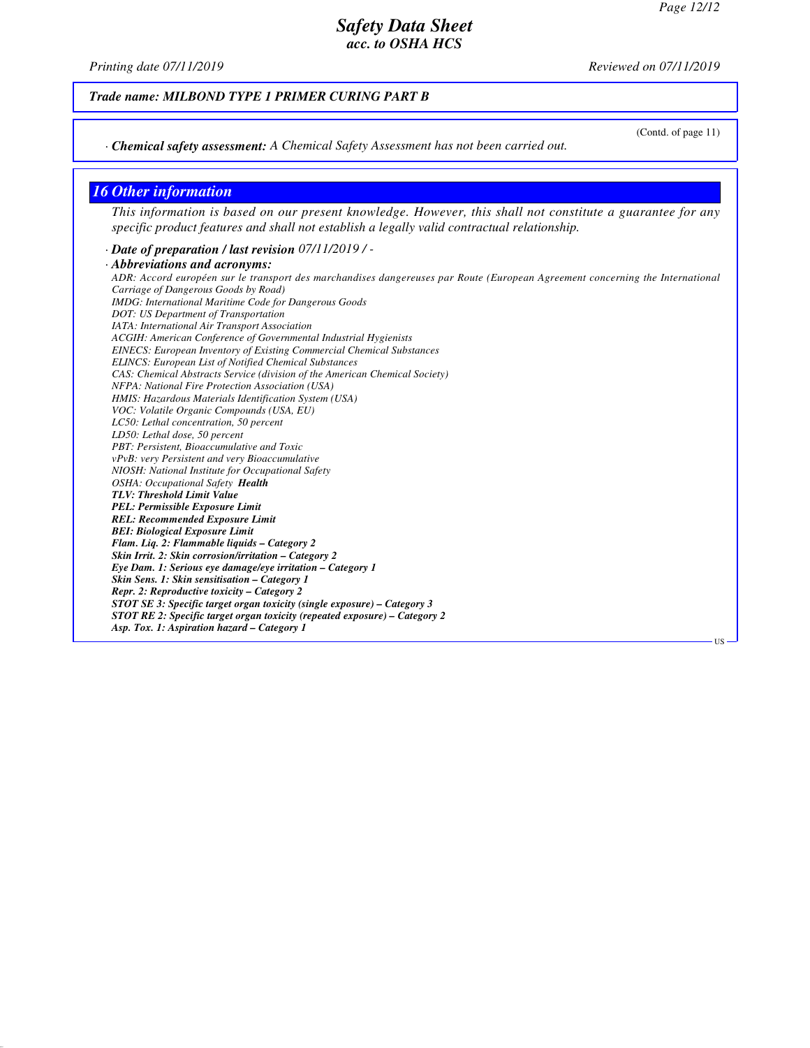*Trade name: MILBOND TYPE 1 PRIMER CURING PART B*

(Contd. of page 11)

· ***Chemical safety assessment:*** *A Chemical Safety Assessment has not been carried out.*

## *16 Other information*

*This information is based on our present knowledge. However, this shall not constitute a guarantee for any specific product features and shall not establish a legally valid contractual relationship.*

· ***Date of preparation / last revision*** *07/11/2019 / -*

· ***Abbreviations and acronyms:***

*ADR: Accord européen sur le transport des marchandises dangereuses par Route (European Agreement concerning the International Carriage of Dangerous Goods by Road)*
*IMDG: International Maritime Code for Dangerous Goods*
*DOT: US Department of Transportation*
*IATA: International Air Transport Association*
*ACGIH: American Conference of Governmental Industrial Hygienists*
*EINECS: European Inventory of Existing Commercial Chemical Substances*
*ELINCS: European List of Notified Chemical Substances*
*CAS: Chemical Abstracts Service (division of the American Chemical Society)*
*NFPA: National Fire Protection Association (USA)*
*HMIS: Hazardous Materials Identification System (USA)*
*VOC: Volatile Organic Compounds (USA, EU)*
*LC50: Lethal concentration, 50 percent*
*LD50: Lethal dose, 50 percent*
*PBT: Persistent, Bioaccumulative and Toxic*
*vPvB: very Persistent and very Bioaccumulative*
*NIOSH: National Institute for Occupational Safety*
*OSHA: Occupational Safety* ***Health***
***TLV: Threshold Limit Value***
***PEL: Permissible Exposure Limit***
***REL: Recommended Exposure Limit***
***BEI: Biological Exposure Limit***
***Flam. Liq. 2: Flammable liquids – Category 2***
***Skin Irrit. 2: Skin corrosion/irritation – Category 2***
***Eye Dam. 1: Serious eye damage/eye irritation – Category 1***
***Skin Sens. 1: Skin sensitisation – Category 1***
***Repr. 2: Reproductive toxicity – Category 2***
***STOT SE 3: Specific target organ toxicity (single exposure) – Category 3***
***STOT RE 2: Specific target organ toxicity (repeated exposure) – Category 2***
***Asp. Tox. 1: Aspiration hazard – Category 1***